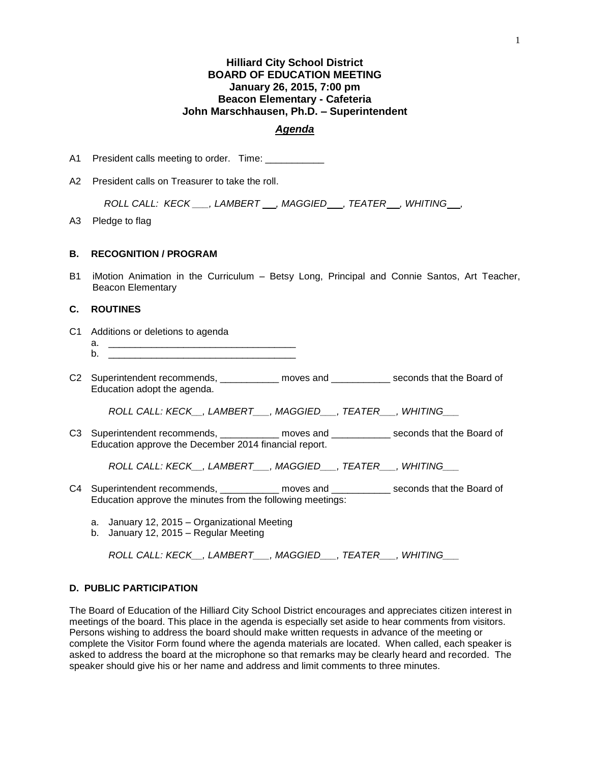**Hilliard City School District**
**BOARD OF EDUCATION MEETING**
**January 26, 2015, 7:00 pm**
**Beacon Elementary - Cafeteria**
**John Marschhausen, Ph.D. – Superintendent**

***Agenda***

A1 President calls meeting to order. Time: ___________

A2 President calls on Treasurer to take the roll.

*ROLL CALL: KECK ___, LAMBERT ___, MAGGIED___, TEATER___, WHITING___,*

A3 Pledge to flag

## B. RECOGNITION / PROGRAM

B1 iMotion Animation in the Curriculum – Betsy Long, Principal and Connie Santos, Art Teacher, Beacon Elementary

## C. ROUTINES

C1 Additions or deletions to agenda

a. ___________________________________
b. ___________________________________

C2 Superintendent recommends, ___________ moves and ___________ seconds that the Board of Education adopt the agenda.

*ROLL CALL: KECK__, LAMBERT___, MAGGIED___, TEATER___, WHITING___*

C3 Superintendent recommends, ___________ moves and ___________ seconds that the Board of Education approve the December 2014 financial report.

*ROLL CALL: KECK__, LAMBERT___, MAGGIED___, TEATER___, WHITING___*

C4 Superintendent recommends, ___________ moves and ___________ seconds that the Board of Education approve the minutes from the following meetings:

a. January 12, 2015 – Organizational Meeting
b. January 12, 2015 – Regular Meeting

*ROLL CALL: KECK__, LAMBERT___, MAGGIED___, TEATER___, WHITING___*

## D. PUBLIC PARTICIPATION

The Board of Education of the Hilliard City School District encourages and appreciates citizen interest in meetings of the board. This place in the agenda is especially set aside to hear comments from visitors. Persons wishing to address the board should make written requests in advance of the meeting or complete the Visitor Form found where the agenda materials are located. When called, each speaker is asked to address the board at the microphone so that remarks may be clearly heard and recorded. The speaker should give his or her name and address and limit comments to three minutes.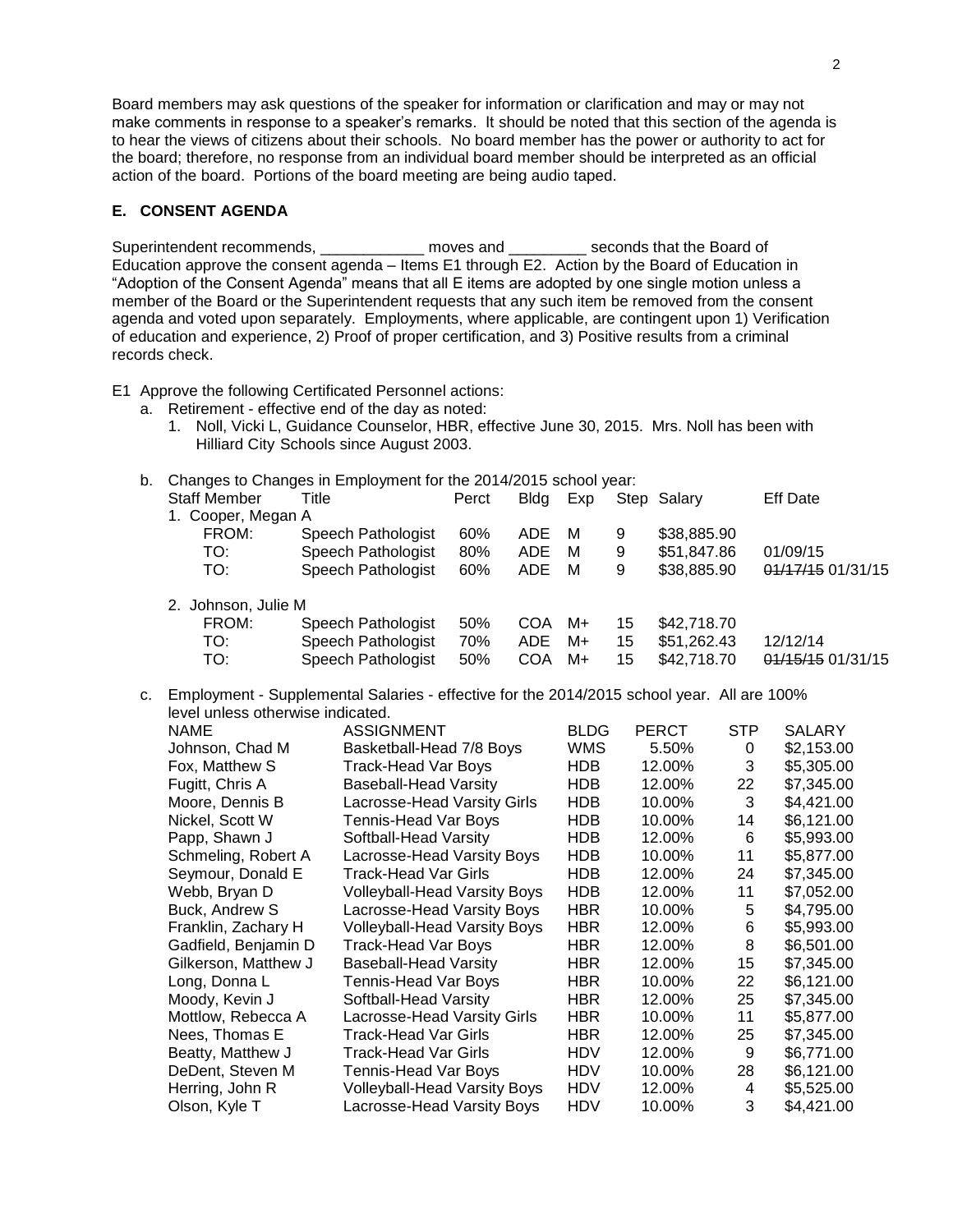Board members may ask questions of the speaker for information or clarification and may or may not make comments in response to a speaker's remarks. It should be noted that this section of the agenda is to hear the views of citizens about their schools. No board member has the power or authority to act for the board; therefore, no response from an individual board member should be interpreted as an official action of the board. Portions of the board meeting are being audio taped.

## E. CONSENT AGENDA

Superintendent recommends, ____________ moves and _________ seconds that the Board of Education approve the consent agenda – Items E1 through E2. Action by the Board of Education in "Adoption of the Consent Agenda" means that all E items are adopted by one single motion unless a member of the Board or the Superintendent requests that any such item be removed from the consent agenda and voted upon separately. Employments, where applicable, are contingent upon 1) Verification of education and experience, 2) Proof of proper certification, and 3) Positive results from a criminal records check.

E1 Approve the following Certificated Personnel actions:

a. Retirement - effective end of the day as noted:
   1. Noll, Vicki L, Guidance Counselor, HBR, effective June 30, 2015. Mrs. Noll has been with Hilliard City Schools since August 2003.

b. Changes to Changes in Employment for the 2014/2015 school year:

| Staff Member | Title | Perct | Bldg | Exp | Step | Salary | Eff Date |
|---|---|---|---|---|---|---|---|
| 1. Cooper, Megan A | | | | | | | |
| FROM: | Speech Pathologist | 60% | ADE | M | 9 | $38,885.90 | |
| TO: | Speech Pathologist | 80% | ADE | M | 9 | $51,847.86 | 01/09/15 |
| TO: | Speech Pathologist | 60% | ADE | M | 9 | $38,885.90 | ~~01/17/15~~ 01/31/15 |
| 2. Johnson, Julie M | | | | | | | |
| FROM: | Speech Pathologist | 50% | COA | M+ | 15 | $42,718.70 | |
| TO: | Speech Pathologist | 70% | ADE | M+ | 15 | $51,262.43 | 12/12/14 |
| TO: | Speech Pathologist | 50% | COA | M+ | 15 | $42,718.70 | ~~01/15/15~~ 01/31/15 |

c. Employment - Supplemental Salaries - effective for the 2014/2015 school year. All are 100% level unless otherwise indicated.

| NAME | ASSIGNMENT | BLDG | PERCT | STP | SALARY |
|---|---|---|---|---|---|
| Johnson, Chad M | Basketball-Head 7/8 Boys | WMS | 5.50% | 0 | $2,153.00 |
| Fox, Matthew S | Track-Head Var Boys | HDB | 12.00% | 3 | $5,305.00 |
| Fugitt, Chris A | Baseball-Head Varsity | HDB | 12.00% | 22 | $7,345.00 |
| Moore, Dennis B | Lacrosse-Head Varsity Girls | HDB | 10.00% | 3 | $4,421.00 |
| Nickel, Scott W | Tennis-Head Var Boys | HDB | 10.00% | 14 | $6,121.00 |
| Papp, Shawn J | Softball-Head Varsity | HDB | 12.00% | 6 | $5,993.00 |
| Schmeling, Robert A | Lacrosse-Head Varsity Boys | HDB | 10.00% | 11 | $5,877.00 |
| Seymour, Donald E | Track-Head Var Girls | HDB | 12.00% | 24 | $7,345.00 |
| Webb, Bryan D | Volleyball-Head Varsity Boys | HDB | 12.00% | 11 | $7,052.00 |
| Buck, Andrew S | Lacrosse-Head Varsity Boys | HBR | 10.00% | 5 | $4,795.00 |
| Franklin, Zachary H | Volleyball-Head Varsity Boys | HBR | 12.00% | 6 | $5,993.00 |
| Gadfield, Benjamin D | Track-Head Var Boys | HBR | 12.00% | 8 | $6,501.00 |
| Gilkerson, Matthew J | Baseball-Head Varsity | HBR | 12.00% | 15 | $7,345.00 |
| Long, Donna L | Tennis-Head Var Boys | HBR | 10.00% | 22 | $6,121.00 |
| Moody, Kevin J | Softball-Head Varsity | HBR | 12.00% | 25 | $7,345.00 |
| Mottlow, Rebecca A | Lacrosse-Head Varsity Girls | HBR | 10.00% | 11 | $5,877.00 |
| Nees, Thomas E | Track-Head Var Girls | HBR | 12.00% | 25 | $7,345.00 |
| Beatty, Matthew J | Track-Head Var Girls | HDV | 12.00% | 9 | $6,771.00 |
| DeDent, Steven M | Tennis-Head Var Boys | HDV | 10.00% | 28 | $6,121.00 |
| Herring, John R | Volleyball-Head Varsity Boys | HDV | 12.00% | 4 | $5,525.00 |
| Olson, Kyle T | Lacrosse-Head Varsity Boys | HDV | 10.00% | 3 | $4,421.00 |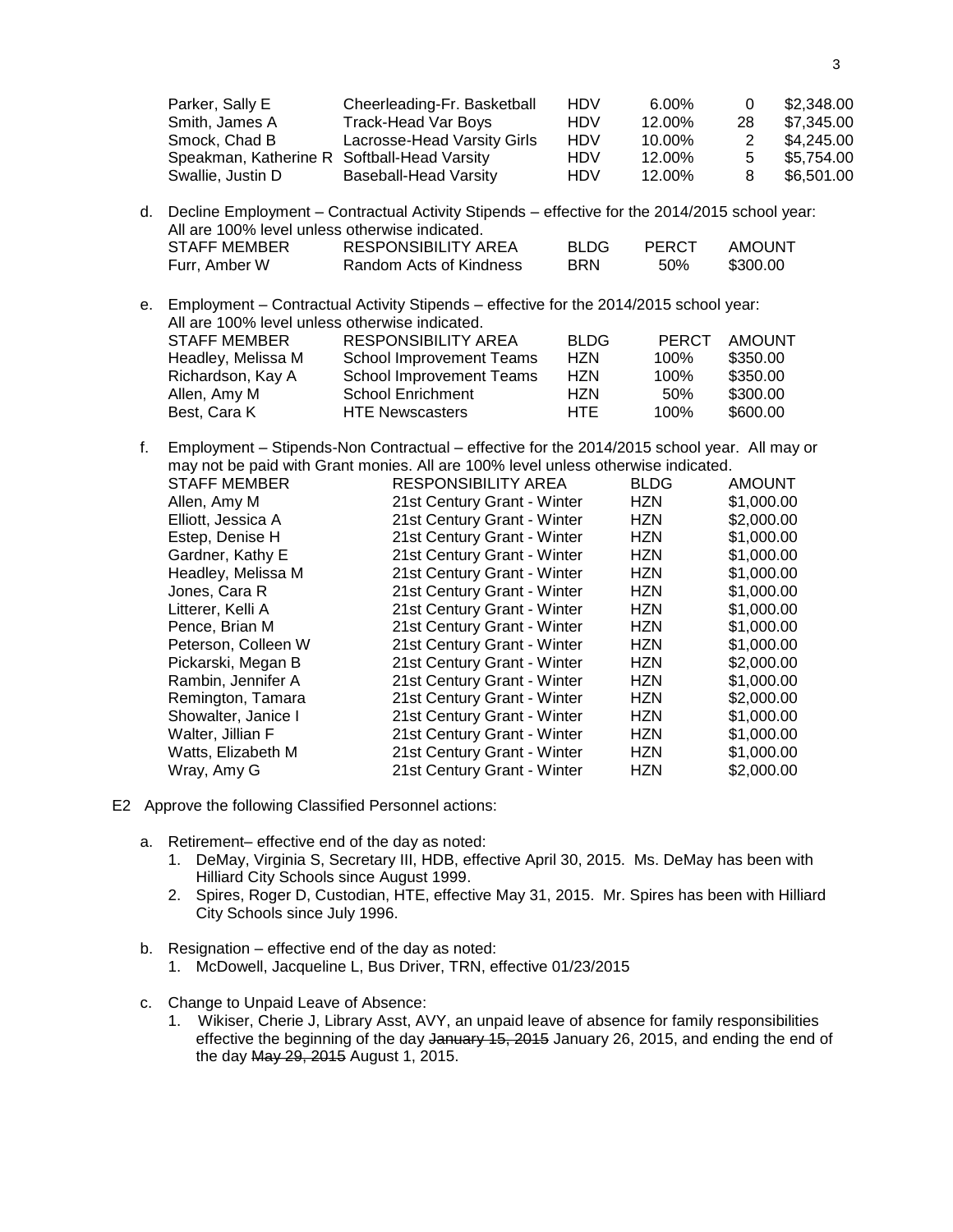| | | | | | |
|---|---|---|---|---|---|
| Parker, Sally E | Cheerleading-Fr. Basketball | HDV | 6.00% | 0 | $2,348.00 |
| Smith, James A | Track-Head Var Boys | HDV | 12.00% | 28 | $7,345.00 |
| Smock, Chad B | Lacrosse-Head Varsity Girls | HDV | 10.00% | 2 | $4,245.00 |
| Speakman, Katherine R | Softball-Head Varsity | HDV | 12.00% | 5 | $5,754.00 |
| Swallie, Justin D | Baseball-Head Varsity | HDV | 12.00% | 8 | $6,501.00 |

d. Decline Employment – Contractual Activity Stipends – effective for the 2014/2015 school year: All are 100% level unless otherwise indicated.

| STAFF MEMBER | RESPONSIBILITY AREA | BLDG | PERCT | AMOUNT |
|---|---|---|---|---|
| Furr, Amber W | Random Acts of Kindness | BRN | 50% | $300.00 |

e. Employment – Contractual Activity Stipends – effective for the 2014/2015 school year: All are 100% level unless otherwise indicated.

| STAFF MEMBER | RESPONSIBILITY AREA | BLDG | PERCT | AMOUNT |
|---|---|---|---|---|
| Headley, Melissa M | School Improvement Teams | HZN | 100% | $350.00 |
| Richardson, Kay A | School Improvement Teams | HZN | 100% | $350.00 |
| Allen, Amy M | School Enrichment | HZN | 50% | $300.00 |
| Best, Cara K | HTE Newscasters | HTE | 100% | $600.00 |

f. Employment – Stipends-Non Contractual – effective for the 2014/2015 school year. All may or may not be paid with Grant monies. All are 100% level unless otherwise indicated.

| STAFF MEMBER | RESPONSIBILITY AREA | BLDG | AMOUNT |
|---|---|---|---|
| Allen, Amy M | 21st Century Grant - Winter | HZN | $1,000.00 |
| Elliott, Jessica A | 21st Century Grant - Winter | HZN | $2,000.00 |
| Estep, Denise H | 21st Century Grant - Winter | HZN | $1,000.00 |
| Gardner, Kathy E | 21st Century Grant - Winter | HZN | $1,000.00 |
| Headley, Melissa M | 21st Century Grant - Winter | HZN | $1,000.00 |
| Jones, Cara R | 21st Century Grant - Winter | HZN | $1,000.00 |
| Litterer, Kelli A | 21st Century Grant - Winter | HZN | $1,000.00 |
| Pence, Brian M | 21st Century Grant - Winter | HZN | $1,000.00 |
| Peterson, Colleen W | 21st Century Grant - Winter | HZN | $1,000.00 |
| Pickarski, Megan B | 21st Century Grant - Winter | HZN | $2,000.00 |
| Rambin, Jennifer A | 21st Century Grant - Winter | HZN | $1,000.00 |
| Remington, Tamara | 21st Century Grant - Winter | HZN | $2,000.00 |
| Showalter, Janice I | 21st Century Grant - Winter | HZN | $1,000.00 |
| Walter, Jillian F | 21st Century Grant - Winter | HZN | $1,000.00 |
| Watts, Elizabeth M | 21st Century Grant - Winter | HZN | $1,000.00 |
| Wray, Amy G | 21st Century Grant - Winter | HZN | $2,000.00 |

E2 Approve the following Classified Personnel actions:

a. Retirement– effective end of the day as noted:
   1. DeMay, Virginia S, Secretary III, HDB, effective April 30, 2015. Ms. DeMay has been with Hilliard City Schools since August 1999.
   2. Spires, Roger D, Custodian, HTE, effective May 31, 2015. Mr. Spires has been with Hilliard City Schools since July 1996.

b. Resignation – effective end of the day as noted:
   1. McDowell, Jacqueline L, Bus Driver, TRN, effective 01/23/2015

c. Change to Unpaid Leave of Absence:
   1. Wikiser, Cherie J, Library Asst, AVY, an unpaid leave of absence for family responsibilities effective the beginning of the day ~~January 15, 2015~~ January 26, 2015, and ending the end of the day ~~May 29, 2015~~ August 1, 2015.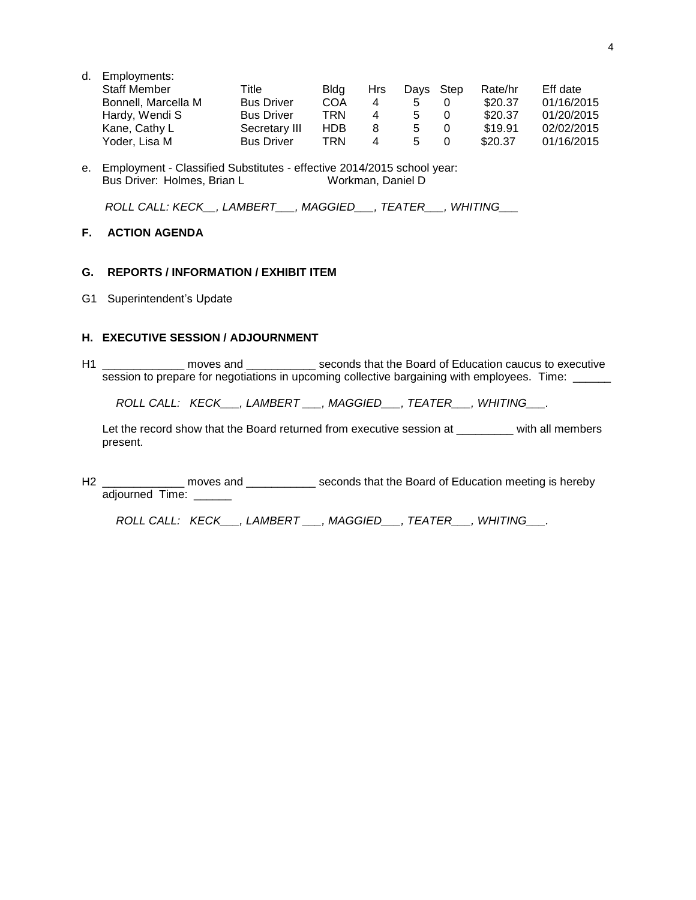d. Employments:

| Staff Member | Title | Bldg | Hrs | Days | Step | Rate/hr | Eff date |
|---|---|---|---|---|---|---|---|
| Bonnell, Marcella M | Bus Driver | COA | 4 | 5 | 0 | $20.37 | 01/16/2015 |
| Hardy, Wendi S | Bus Driver | TRN | 4 | 5 | 0 | $20.37 | 01/20/2015 |
| Kane, Cathy L | Secretary III | HDB | 8 | 5 | 0 | $19.91 | 02/02/2015 |
| Yoder, Lisa M | Bus Driver | TRN | 4 | 5 | 0 | $20.37 | 01/16/2015 |

e. Employment - Classified Substitutes - effective 2014/2015 school year:
Bus Driver: Holmes, Brian L Workman, Daniel D

*ROLL CALL: KECK__, LAMBERT___, MAGGIED___, TEATER___, WHITING___*

**F. ACTION AGENDA**

**G. REPORTS / INFORMATION / EXHIBIT ITEM**

G1 Superintendent's Update

**H. EXECUTIVE SESSION / ADJOURNMENT**

H1 _____________ moves and ___________ seconds that the Board of Education caucus to executive session to prepare for negotiations in upcoming collective bargaining with employees. Time: ______

*ROLL CALL: KECK___, LAMBERT ___, MAGGIED___, TEATER___, WHITING___.*

Let the record show that the Board returned from executive session at _________ with all members present.

H2 _____________ moves and ___________ seconds that the Board of Education meeting is hereby adjourned Time: ______

*ROLL CALL: KECK___, LAMBERT ___, MAGGIED___, TEATER___, WHITING___.*